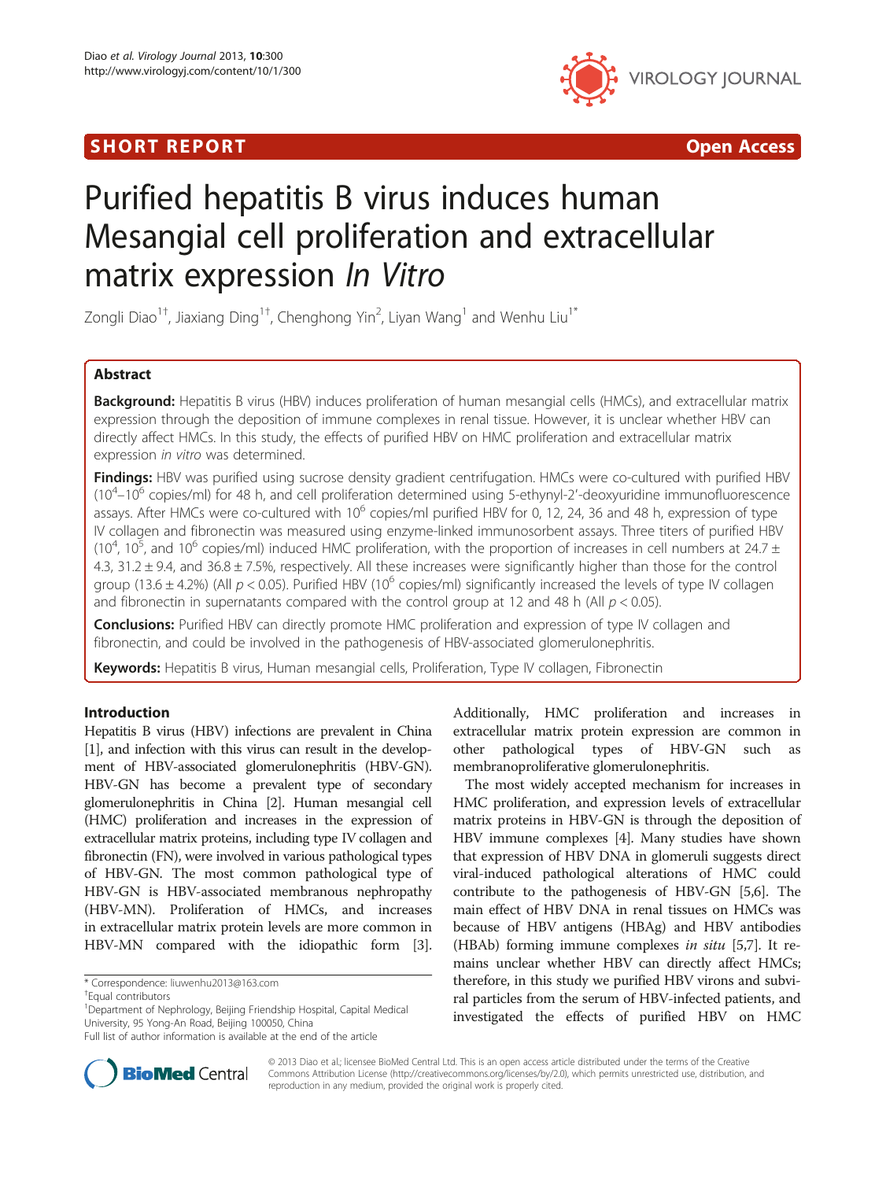SHORT REPORT Open Access

# Purified hepatitis B virus induces human Mesangial cell proliferation and extracellular matrix expression *In Vitro*

Zongli Diao[1†], Jiaxiang Ding[1†], Chenghong Yin[2], Liyan Wang[1] and Wenhu Liu[1*]

## Abstract

**Background:** Hepatitis B virus (HBV) induces proliferation of human mesangial cells (HMCs), and extracellular matrix expression through the deposition of immune complexes in renal tissue. However, it is unclear whether HBV can directly affect HMCs. In this study, the effects of purified HBV on HMC proliferation and extracellular matrix expression *in vitro* was determined.

**Findings:** HBV was purified using sucrose density gradient centrifugation. HMCs were co-cultured with purified HBV ($10^4$–$10^6$ copies/ml) for 48 h, and cell proliferation determined using 5-ethynyl-2′-deoxyuridine immunofluorescence assays. After HMCs were co-cultured with $10^6$ copies/ml purified HBV for 0, 12, 24, 36 and 48 h, expression of type IV collagen and fibronectin was measured using enzyme-linked immunosorbent assays. Three titers of purified HBV ($10^4$, $10^5$, and $10^6$ copies/ml) induced HMC proliferation, with the proportion of increases in cell numbers at 24.7 ± 4.3, 31.2 ± 9.4, and 36.8 ± 7.5%, respectively. All these increases were significantly higher than those for the control group (13.6 ± 4.2%) (All $p < 0.05$). Purified HBV ($10^6$ copies/ml) significantly increased the levels of type IV collagen and fibronectin in supernatants compared with the control group at 12 and 48 h (All $p < 0.05$).

**Conclusions:** Purified HBV can directly promote HMC proliferation and expression of type IV collagen and fibronectin, and could be involved in the pathogenesis of HBV-associated glomerulonephritis.

**Keywords:** Hepatitis B virus, Human mesangial cells, Proliferation, Type IV collagen, Fibronectin

## Introduction

Hepatitis B virus (HBV) infections are prevalent in China [1], and infection with this virus can result in the development of HBV-associated glomerulonephritis (HBV-GN). HBV-GN has become a prevalent type of secondary glomerulonephritis in China [2]. Human mesangial cell (HMC) proliferation and increases in the expression of extracellular matrix proteins, including type IV collagen and fibronectin (FN), were involved in various pathological types of HBV-GN. The most common pathological type of HBV-GN is HBV-associated membranous nephropathy (HBV-MN). Proliferation of HMCs, and increases in extracellular matrix protein levels are more common in HBV-MN compared with the idiopathic form [3]. Additionally, HMC proliferation and increases in extracellular matrix protein expression are common in other pathological types of HBV-GN such as membranoproliferative glomerulonephritis.

The most widely accepted mechanism for increases in HMC proliferation, and expression levels of extracellular matrix proteins in HBV-GN is through the deposition of HBV immune complexes [4]. Many studies have shown that expression of HBV DNA in glomeruli suggests direct viral-induced pathological alterations of HMC could contribute to the pathogenesis of HBV-GN [5,6]. The main effect of HBV DNA in renal tissues on HMCs was because of HBV antigens (HBAg) and HBV antibodies (HBAb) forming immune complexes *in situ* [5,7]. It remains unclear whether HBV can directly affect HMCs; therefore, in this study we purified HBV virons and subviral particles from the serum of HBV-infected patients, and investigated the effects of purified HBV on HMC

\* Correspondence: liuwenhu2013@163.com
†Equal contributors
[1]Department of Nephrology, Beijing Friendship Hospital, Capital Medical University, 95 Yong-An Road, Beijing 100050, China
Full list of author information is available at the end of the article

© 2013 Diao et al.; licensee BioMed Central Ltd. This is an open access article distributed under the terms of the Creative Commons Attribution License (http://creativecommons.org/licenses/by/2.0), which permits unrestricted use, distribution, and reproduction in any medium, provided the original work is properly cited.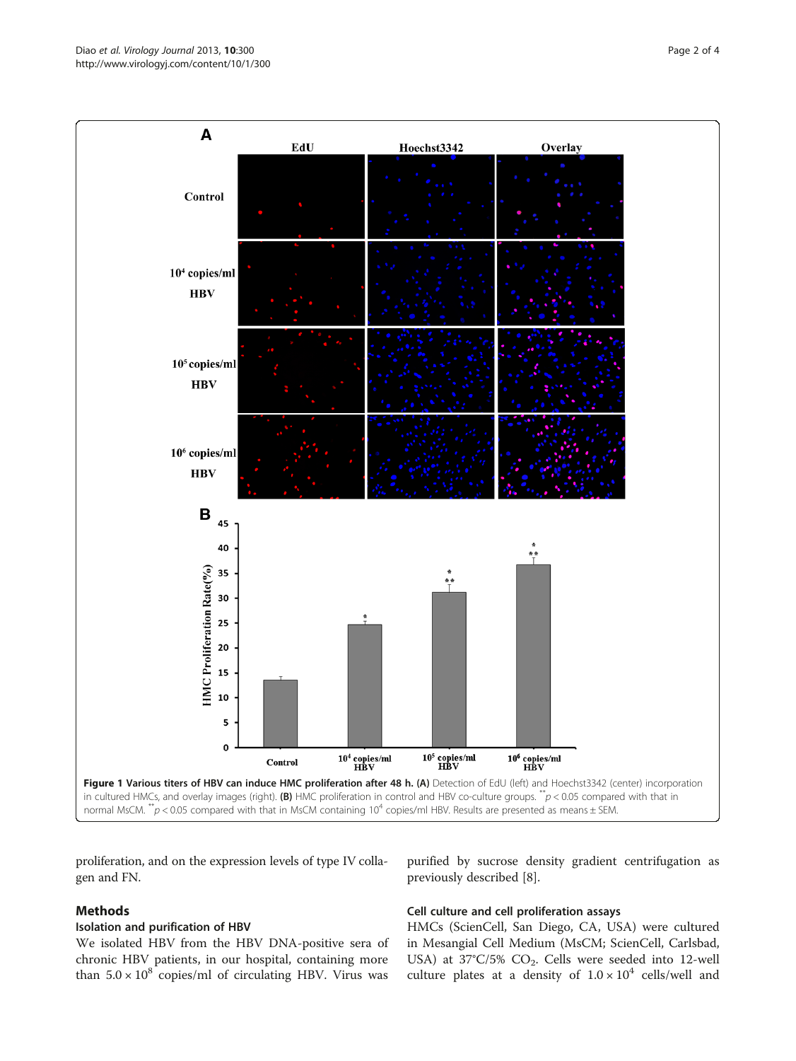Figure 1 Various titers of HBV can induce HMC proliferation after 48 h. (A) Detection of EdU (left) and Hoechst3342 (center) incorporation in cultured HMCs, and overlay images (right). (B) HMC proliferation in control and HBV co-culture groups. $^{**}p < 0.05$ compared with that in normal MsCM. $^{**}p < 0.05$ compared with that in MsCM containing $10^4$ copies/ml HBV. Results are presented as means ± SEM.

proliferation, and on the expression levels of type IV collagen and FN.

## Methods

### Isolation and purification of HBV

We isolated HBV from the HBV DNA-positive sera of chronic HBV patients, in our hospital, containing more than $5.0 \times 10^8$ copies/ml of circulating HBV. Virus was purified by sucrose density gradient centrifugation as previously described [8].

### Cell culture and cell proliferation assays

HMCs (ScienCell, San Diego, CA, USA) were cultured in Mesangial Cell Medium (MsCM; ScienCell, Carlsbad, USA) at 37°C/5% $CO_2$. Cells were seeded into 12-well culture plates at a density of $1.0 \times 10^4$ cells/well and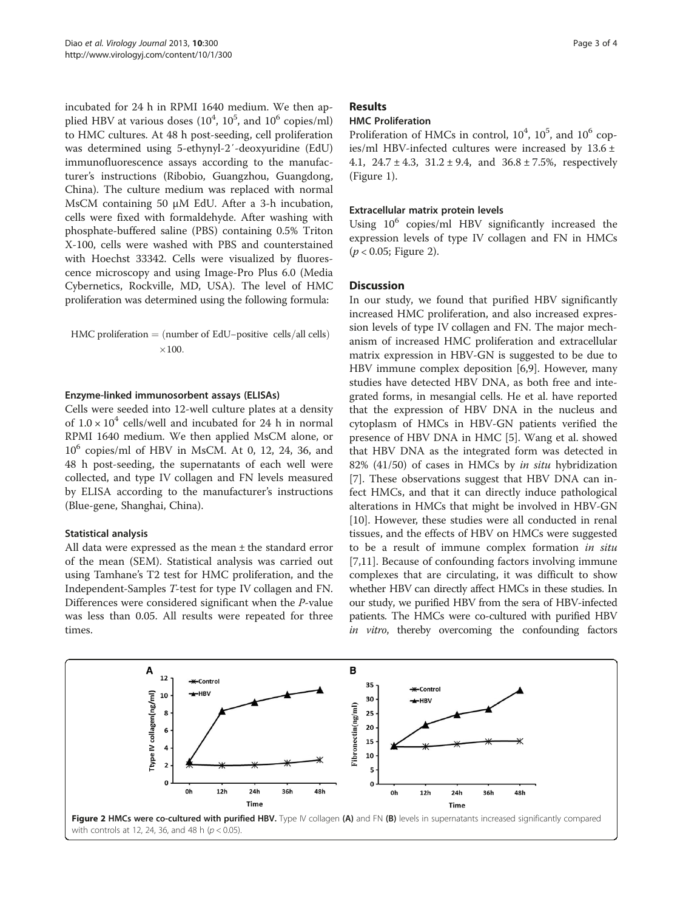incubated for 24 h in RPMI 1640 medium. We then applied HBV at various doses ($10^4$, $10^5$, and $10^6$ copies/ml) to HMC cultures. At 48 h post-seeding, cell proliferation was determined using 5-ethynyl-2′-deoxyuridine (EdU) immunofluorescence assays according to the manufacturer's instructions (Ribobio, Guangzhou, Guangdong, China). The culture medium was replaced with normal MsCM containing 50 μM EdU. After a 3-h incubation, cells were fixed with formaldehyde. After washing with phosphate-buffered saline (PBS) containing 0.5% Triton X-100, cells were washed with PBS and counterstained with Hoechst 33342. Cells were visualized by fluorescence microscopy and using Image-Pro Plus 6.0 (Media Cybernetics, Rockville, MD, USA). The level of HMC proliferation was determined using the following formula:

$$\text{HMC proliferation} = (\text{number of EdU–positive cells/all cells}) \times 100.$$

#### Enzyme-linked immunosorbent assays (ELISAs)

Cells were seeded into 12-well culture plates at a density of $1.0 \times 10^4$ cells/well and incubated for 24 h in normal RPMI 1640 medium. We then applied MsCM alone, or $10^6$ copies/ml of HBV in MsCM. At 0, 12, 24, 36, and 48 h post-seeding, the supernatants of each well were collected, and type IV collagen and FN levels measured by ELISA according to the manufacturer's instructions (Blue-gene, Shanghai, China).

#### Statistical analysis

All data were expressed as the mean ± the standard error of the mean (SEM). Statistical analysis was carried out using Tamhane's T2 test for HMC proliferation, and the Independent-Samples *T*-test for type IV collagen and FN. Differences were considered significant when the *P*-value was less than 0.05. All results were repeated for three times.

## Results

#### HMC Proliferation

Proliferation of HMCs in control, $10^4$, $10^5$, and $10^6$ copies/ml HBV-infected cultures were increased by 13.6 ± 4.1, 24.7 ± 4.3, 31.2 ± 9.4, and 36.8 ± 7.5%, respectively (Figure 1).

#### Extracellular matrix protein levels

Using $10^6$ copies/ml HBV significantly increased the expression levels of type IV collagen and FN in HMCs ($p < 0.05$; Figure 2).

## Discussion

In our study, we found that purified HBV significantly increased HMC proliferation, and also increased expression levels of type IV collagen and FN. The major mechanism of increased HMC proliferation and extracellular matrix expression in HBV-GN is suggested to be due to HBV immune complex deposition [6,9]. However, many studies have detected HBV DNA, as both free and integrated forms, in mesangial cells. He et al. have reported that the expression of HBV DNA in the nucleus and cytoplasm of HMCs in HBV-GN patients verified the presence of HBV DNA in HMC [5]. Wang et al. showed that HBV DNA as the integrated form was detected in 82% (41/50) of cases in HMCs by *in situ* hybridization [7]. These observations suggest that HBV DNA can infect HMCs, and that it can directly induce pathological alterations in HMCs that might be involved in HBV-GN [10]. However, these studies were all conducted in renal tissues, and the effects of HBV on HMCs were suggested to be a result of immune complex formation *in situ* [7,11]. Because of confounding factors involving immune complexes that are circulating, it was difficult to show whether HBV can directly affect HMCs in these studies. In our study, we purified HBV from the sera of HBV-infected patients. The HMCs were co-cultured with purified HBV *in vitro*, thereby overcoming the confounding factors

**Figure 2 HMCs were co-cultured with purified HBV.** Type IV collagen (**A**) and FN (**B**) levels in supernatants increased significantly compared with controls at 12, 24, 36, and 48 h ($p < 0.05$).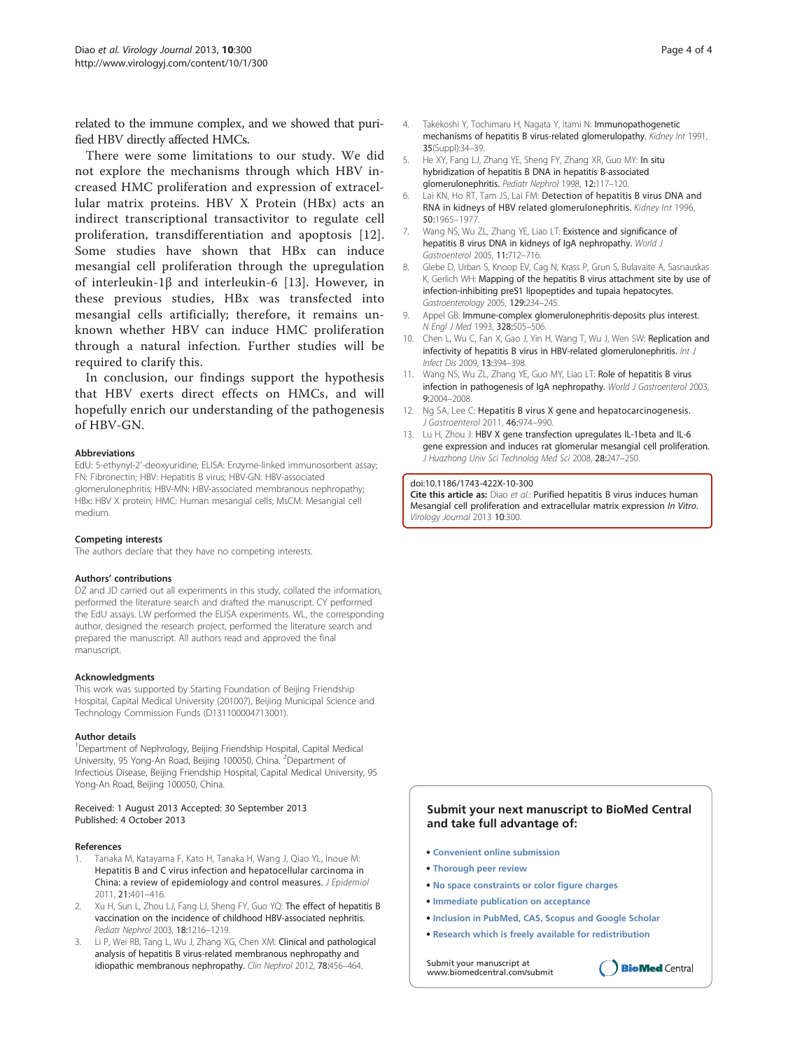related to the immune complex, and we showed that purified HBV directly affected HMCs.

There were some limitations to our study. We did not explore the mechanisms through which HBV increased HMC proliferation and expression of extracellular matrix proteins. HBV X Protein (HBx) acts an indirect transcriptional transactivitor to regulate cell proliferation, transdifferentiation and apoptosis [12]. Some studies have shown that HBx can induce mesangial cell proliferation through the upregulation of interleukin-1β and interleukin-6 [13]. However, in these previous studies, HBx was transfected into mesangial cells artificially; therefore, it remains unknown whether HBV can induce HMC proliferation through a natural infection. Further studies will be required to clarify this.

In conclusion, our findings support the hypothesis that HBV exerts direct effects on HMCs, and will hopefully enrich our understanding of the pathogenesis of HBV-GN.

#### Abbreviations

EdU: 5-ethynyl-2'-deoxyuridine; ELISA: Enzyme-linked immunosorbent assay; FN: Fibronectin; HBV: Hepatitis B virus; HBV-GN: HBV-associated glomerulonephritis; HBV-MN: HBV-associated membranous nephropathy; HBx: HBV X protein; HMC: Human mesangial cells; MsCM: Mesangial cell medium.

#### Competing interests

The authors declare that they have no competing interests.

#### Authors' contributions

DZ and JD carried out all experiments in this study, collated the information, performed the literature search and drafted the manuscript. CY performed the EdU assays. LW performed the ELISA experiments. WL, the corresponding author, designed the research project, performed the literature search and prepared the manuscript. All authors read and approved the final manuscript.

#### Acknowledgments

This work was supported by Starting Foundation of Beijing Friendship Hospital, Capital Medical University (201007), Beijing Municipal Science and Technology Commission Funds (D131100004713001).

#### Author details

[1]Department of Nephrology, Beijing Friendship Hospital, Capital Medical University, 95 Yong-An Road, Beijing 100050, China. [2]Department of Infectious Disease, Beijing Friendship Hospital, Capital Medical University, 95 Yong-An Road, Beijing 100050, China.

Received: 1 August 2013 Accepted: 30 September 2013
Published: 4 October 2013

#### References

1. Tanaka M, Katayama F, Kato H, Tanaka H, Wang J, Qiao YL, Inoue M: **Hepatitis B and C virus infection and hepatocellular carcinoma in China: a review of epidemiology and control measures.** *J Epidemiol* 2011, **21:**401–416.
2. Xu H, Sun L, Zhou LJ, Fang LJ, Sheng FY, Guo YQ: **The effect of hepatitis B vaccination on the incidence of childhood HBV-associated nephritis.** *Pediatr Nephrol* 2003, **18:**1216–1219.
3. Li P, Wei RB, Tang L, Wu J, Zhang XG, Chen XM: **Clinical and pathological analysis of hepatitis B virus-related membranous nephropathy and idiopathic membranous nephropathy.** *Clin Nephrol* 2012, **78:**456–464.
4. Takekoshi Y, Tochimaru H, Nagata Y, Itami N: **Immunopathogenetic mechanisms of hepatitis B virus-related glomerulopathy.** *Kidney Int* 1991, **35**(Suppl):34–39.
5. He XY, Fang LJ, Zhang YE, Sheng FY, Zhang XR, Guo MY: **In situ hybridization of hepatitis B DNA in hepatitis B-associated glomerulonephritis.** *Pediatr Nephrol* 1998, **12:**117–120.
6. Lai KN, Ho RT, Tam JS, Lai FM: **Detection of hepatitis B virus DNA and RNA in kidneys of HBV related glomerulonephritis.** *Kidney Int* 1996, **50:**1965–1977.
7. Wang NS, Wu ZL, Zhang YE, Liao LT: **Existence and significance of hepatitis B virus DNA in kidneys of IgA nephropathy.** *World J Gastroenterol* 2005, **11:**712–716.
8. Glebe D, Urban S, Knoop EV, Cag N, Krass P, Grun S, Bulavaite A, Sasnauskas K, Gerlich WH: **Mapping of the hepatitis B virus attachment site by use of infection-inhibiting preS1 lipopeptides and tupaia hepatocytes.** *Gastroenterology* 2005, **129:**234–245.
9. Appel GB: **Immune-complex glomerulonephritis-deposits plus interest.** *N Engl J Med* 1993, **328:**505–506.
10. Chen L, Wu C, Fan X, Gao J, Yin H, Wang T, Wu J, Wen SW: **Replication and infectivity of hepatitis B virus in HBV-related glomerulonephritis.** *Int J Infect Dis* 2009, **13:**394–398.
11. Wang NS, Wu ZL, Zhang YE, Guo MY, Liao LT: **Role of hepatitis B virus infection in pathogenesis of IgA nephropathy.** *World J Gastroenterol* 2003, **9:**2004–2008.
12. Ng SA, Lee C: **Hepatitis B virus X gene and hepatocarcinogenesis.** *J Gastroenterol* 2011, **46:**974–990.
13. Lu H, Zhou J: **HBV X gene transfection upregulates IL-1beta and IL-6 gene expression and induces rat glomerular mesangial cell proliferation.** *J Huazhong Univ Sci Technolog Med Sci* 2008, **28:**247–250.

doi:10.1186/1743-422X-10-300

**Cite this article as:** Diao *et al.*: Purified hepatitis B virus induces human Mesangial cell proliferation and extracellular matrix expression *In Vitro*. *Virology Journal* 2013 **10**:300.

**Submit your next manuscript to BioMed Central and take full advantage of:**

- Convenient online submission
- Thorough peer review
- No space constraints or color figure charges
- Immediate publication on acceptance
- Inclusion in PubMed, CAS, Scopus and Google Scholar
- Research which is freely available for redistribution

Submit your manuscript at
www.biomedcentral.com/submit

BioMed Central